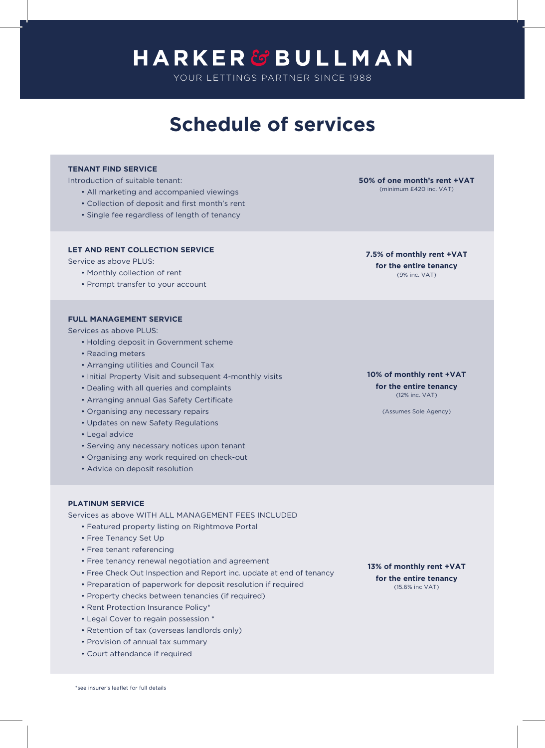# HARKER & BULLMAN

YOUR LETTINGS PARTNER SINCE 1988

## Schedule of services

### TENANT FIND SERVICE

Introduction of suitable tenant:

- All marketing and accompanied viewings
- Collection of deposit and first month's rent
- Single fee regardless of length of tenancy

**50% of one month's rent +VAT**
(minimum £420 inc. VAT)

### LET AND RENT COLLECTION SERVICE

Service as above PLUS:

- Monthly collection of rent
- Prompt transfer to your account

**7.5% of monthly rent +VAT for the entire tenancy**
(9% inc. VAT)

### FULL MANAGEMENT SERVICE

Services as above PLUS:

- Holding deposit in Government scheme
- Reading meters
- Arranging utilities and Council Tax
- Initial Property Visit and subsequent 4-monthly visits
- Dealing with all queries and complaints
- Arranging annual Gas Safety Certificate
- Organising any necessary repairs
- Updates on new Safety Regulations
- Legal advice
- Serving any necessary notices upon tenant
- Organising any work required on check-out
- Advice on deposit resolution

**10% of monthly rent +VAT for the entire tenancy**
(12% inc. VAT)

(Assumes Sole Agency)

### PLATINUM SERVICE

Services as above WITH ALL MANAGEMENT FEES INCLUDED

- Featured property listing on Rightmove Portal
- Free Tenancy Set Up
- Free tenant referencing
- Free tenancy renewal negotiation and agreement
- Free Check Out Inspection and Report inc. update at end of tenancy
- Preparation of paperwork for deposit resolution if required
- Property checks between tenancies (if required)
- Rent Protection Insurance Policy*
- Legal Cover to regain possession *
- Retention of tax (overseas landlords only)
- Provision of annual tax summary
- Court attendance if required

**13% of monthly rent +VAT for the entire tenancy**
(15.6% inc VAT)

*see insurer's leaflet for full details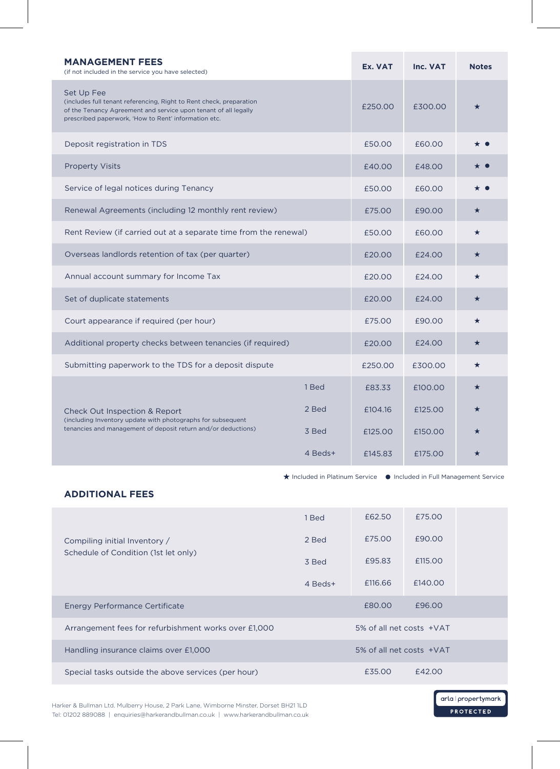## MANAGEMENT FEES

(if not included in the service you have selected)

| MANAGEMENT FEES | | Ex. VAT | Inc. VAT | Notes |
|---|---|---|---|---|
| Set Up Fee (includes full tenant referencing, Right to Rent check, preparation of the Tenancy Agreement and service upon tenant of all legally prescribed paperwork, 'How to Rent' information etc. | | £250.00 | £300.00 | ★ |
| Deposit registration in TDS | | £50.00 | £60.00 | ★ ● |
| Property Visits | | £40.00 | £48.00 | ★ ● |
| Service of legal notices during Tenancy | | £50.00 | £60.00 | ★ ● |
| Renewal Agreements (including 12 monthly rent review) | | £75.00 | £90.00 | ★ |
| Rent Review (if carried out at a separate time from the renewal) | | £50.00 | £60.00 | ★ |
| Overseas landlords retention of tax (per quarter) | | £20.00 | £24.00 | ★ |
| Annual account summary for Income Tax | | £20.00 | £24.00 | ★ |
| Set of duplicate statements | | £20.00 | £24.00 | ★ |
| Court appearance if required (per hour) | | £75.00 | £90.00 | ★ |
| Additional property checks between tenancies (if required) | | £20.00 | £24.00 | ★ |
| Submitting paperwork to the TDS for a deposit dispute | | £250.00 | £300.00 | ★ |
| Check Out Inspection & Report (including Inventory update with photographs for subsequent tenancies and management of deposit return and/or deductions) | 1 Bed | £83.33 | £100.00 | ★ |
| | 2 Bed | £104.16 | £125.00 | ★ |
| | 3 Bed | £125.00 | £150.00 | ★ |
| | 4 Beds+ | £145.83 | £175.00 | ★ |

★ Included in Platinum Service ● Included in Full Management Service

## ADDITIONAL FEES

| | | | | |
|---|---|---|---|---|
| Compiling initial Inventory / Schedule of Condition (1st let only) | 1 Bed | £62.50 | £75.00 | |
| | 2 Bed | £75.00 | £90.00 | |
| | 3 Bed | £95.83 | £115.00 | |
| | 4 Beds+ | £116.66 | £140.00 | |
| Energy Performance Certificate | | £80.00 | £96.00 | |
| Arrangement fees for refurbishment works over £1,000 | | 5% of all net costs +VAT | | |
| Handling insurance claims over £1,000 | | 5% of all net costs +VAT | | |
| Special tasks outside the above services (per hour) | | £35.00 | £42.00 | |

Harker & Bullman Ltd. Mulberry House, 2 Park Lane, Wimborne Minster, Dorset BH21 1LD
Tel: 01202 889088 | enquiries@harkerandbullman.co.uk | www.harkerandbullman.co.uk

arla | propertymark PROTECTED